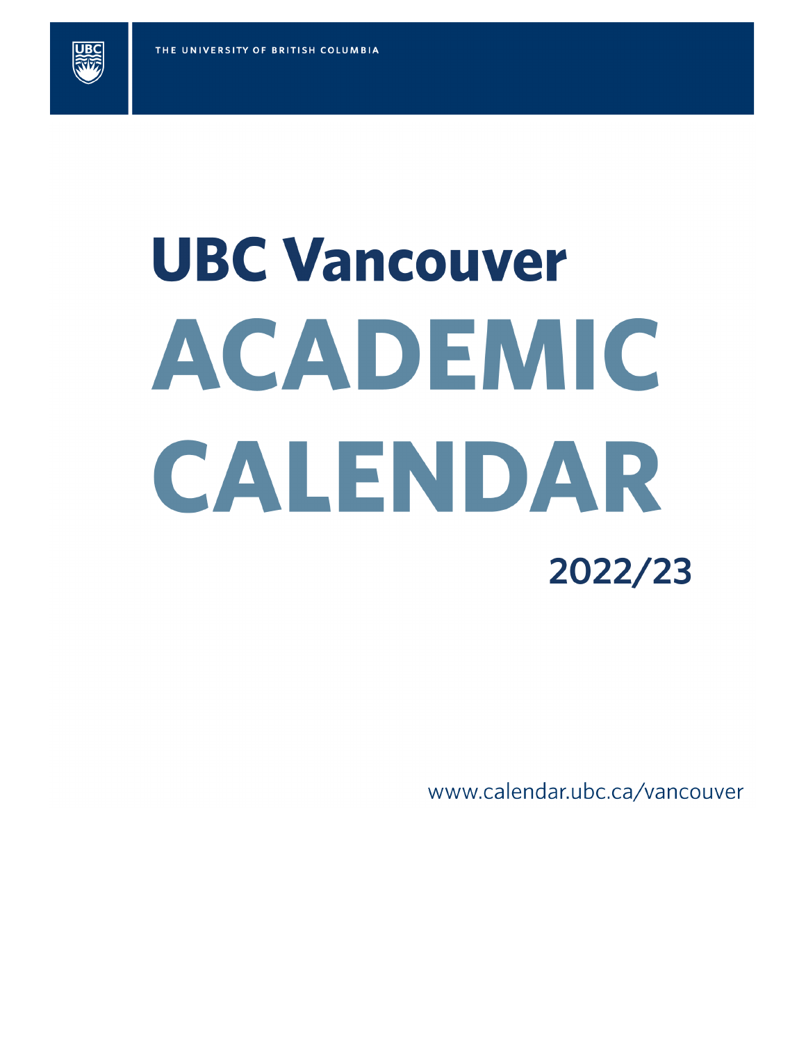THE UNIVERSITY OF BRITISH COLUMBIA

# UBC Vancouver

# ACADEMIC CALENDAR

## 2022/23

www.calendar.ubc.ca/vancouver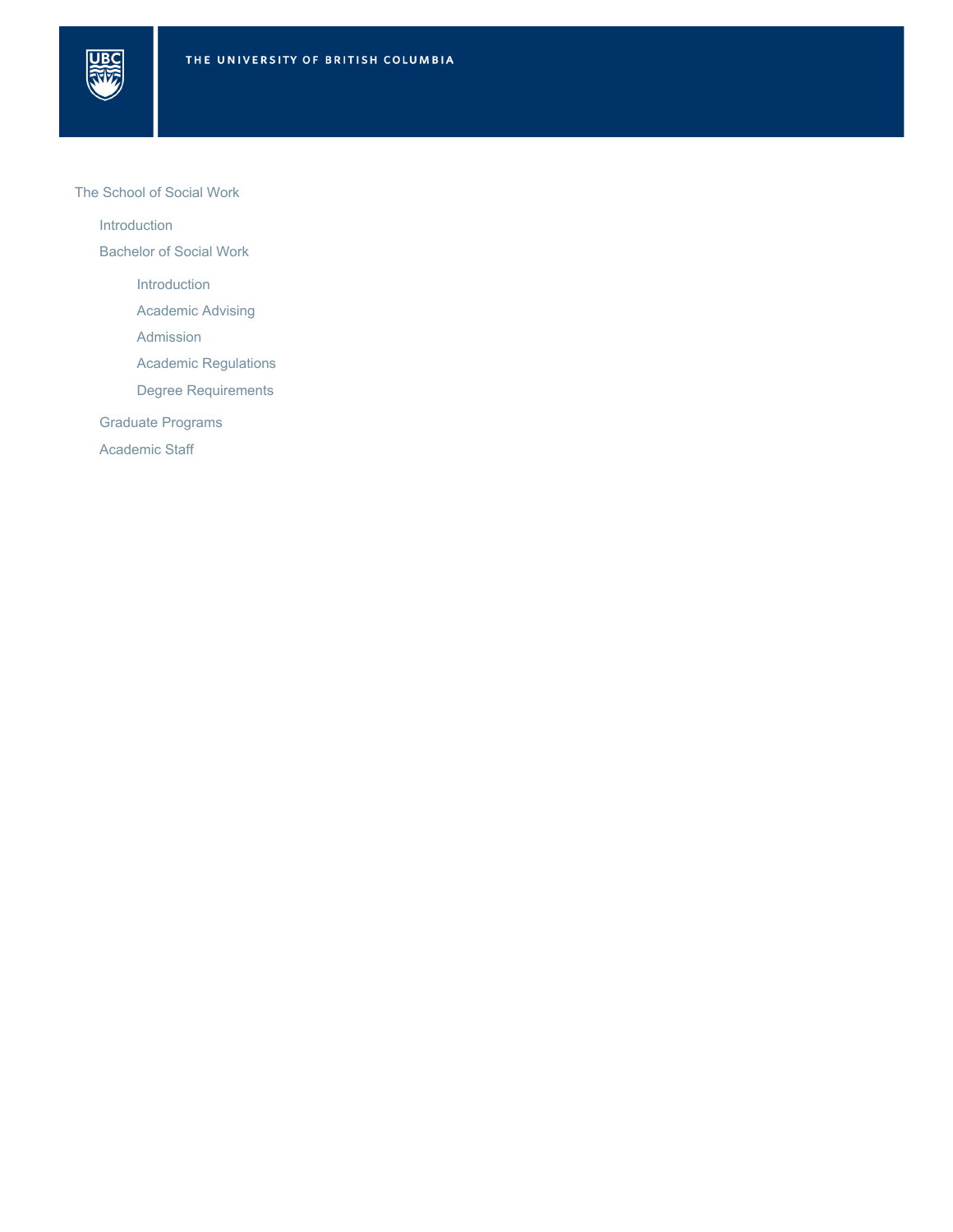- The School of Social Work
    - Introduction
    - Bachelor of Social Work
        - Introduction
        - Academic Advising
        - Admission
        - Academic Regulations
        - Degree Requirements
    - Graduate Programs
    - Academic Staff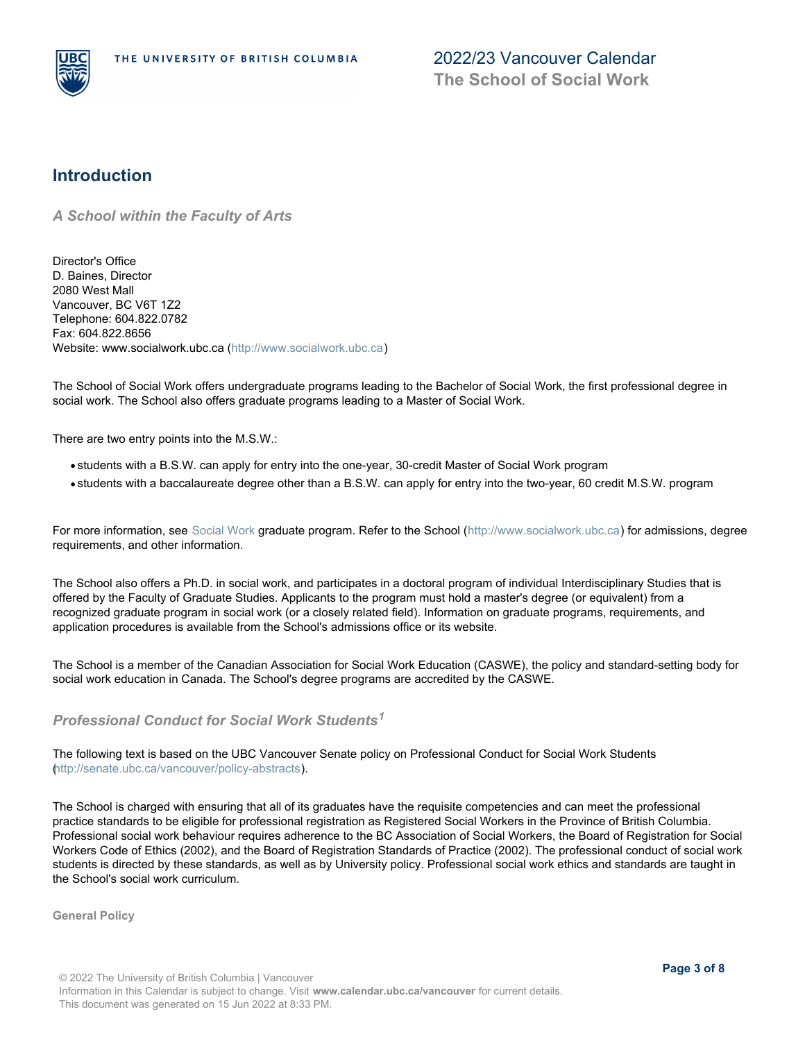## Introduction

### *A School within the Faculty of Arts*

Director's Office
D. Baines, Director
2080 West Mall
Vancouver, BC V6T 1Z2
Telephone: 604.822.0782
Fax: 604.822.8656
Website: www.socialwork.ubc.ca (http://www.socialwork.ubc.ca)

The School of Social Work offers undergraduate programs leading to the Bachelor of Social Work, the first professional degree in social work. The School also offers graduate programs leading to a Master of Social Work.

There are two entry points into the M.S.W.:

- students with a B.S.W. can apply for entry into the one-year, 30-credit Master of Social Work program
- students with a baccalaureate degree other than a B.S.W. can apply for entry into the two-year, 60 credit M.S.W. program

For more information, see Social Work graduate program. Refer to the School (http://www.socialwork.ubc.ca) for admissions, degree requirements, and other information.

The School also offers a Ph.D. in social work, and participates in a doctoral program of individual Interdisciplinary Studies that is offered by the Faculty of Graduate Studies. Applicants to the program must hold a master's degree (or equivalent) from a recognized graduate program in social work (or a closely related field). Information on graduate programs, requirements, and application procedures is available from the School's admissions office or its website.

The School is a member of the Canadian Association for Social Work Education (CASWE), the policy and standard-setting body for social work education in Canada. The School's degree programs are accredited by the CASWE.

### *Professional Conduct for Social Work Students[1]*

The following text is based on the UBC Vancouver Senate policy on Professional Conduct for Social Work Students (http://senate.ubc.ca/vancouver/policy-abstracts).

The School is charged with ensuring that all of its graduates have the requisite competencies and can meet the professional practice standards to be eligible for professional registration as Registered Social Workers in the Province of British Columbia. Professional social work behaviour requires adherence to the BC Association of Social Workers, the Board of Registration for Social Workers Code of Ethics (2002), and the Board of Registration Standards of Practice (2002). The professional conduct of social work students is directed by these standards, as well as by University policy. Professional social work ethics and standards are taught in the School's social work curriculum.

#### General Policy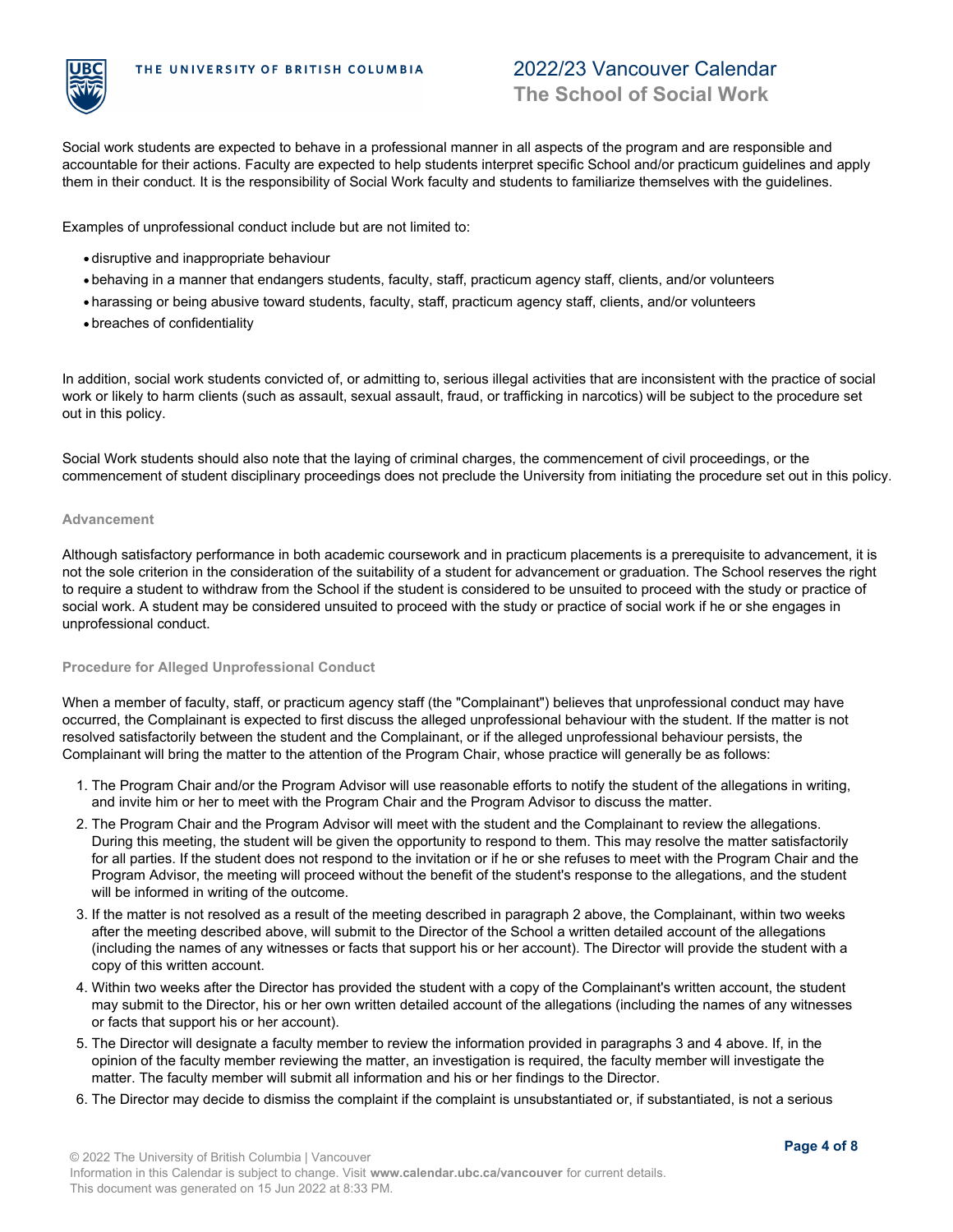Social work students are expected to behave in a professional manner in all aspects of the program and are responsible and accountable for their actions. Faculty are expected to help students interpret specific School and/or practicum guidelines and apply them in their conduct. It is the responsibility of Social Work faculty and students to familiarize themselves with the guidelines.

Examples of unprofessional conduct include but are not limited to:

- disruptive and inappropriate behaviour
- behaving in a manner that endangers students, faculty, staff, practicum agency staff, clients, and/or volunteers
- harassing or being abusive toward students, faculty, staff, practicum agency staff, clients, and/or volunteers
- breaches of confidentiality

In addition, social work students convicted of, or admitting to, serious illegal activities that are inconsistent with the practice of social work or likely to harm clients (such as assault, sexual assault, fraud, or trafficking in narcotics) will be subject to the procedure set out in this policy.

Social Work students should also note that the laying of criminal charges, the commencement of civil proceedings, or the commencement of student disciplinary proceedings does not preclude the University from initiating the procedure set out in this policy.

### Advancement

Although satisfactory performance in both academic coursework and in practicum placements is a prerequisite to advancement, it is not the sole criterion in the consideration of the suitability of a student for advancement or graduation. The School reserves the right to require a student to withdraw from the School if the student is considered to be unsuited to proceed with the study or practice of social work. A student may be considered unsuited to proceed with the study or practice of social work if he or she engages in unprofessional conduct.

### Procedure for Alleged Unprofessional Conduct

When a member of faculty, staff, or practicum agency staff (the "Complainant") believes that unprofessional conduct may have occurred, the Complainant is expected to first discuss the alleged unprofessional behaviour with the student. If the matter is not resolved satisfactorily between the student and the Complainant, or if the alleged unprofessional behaviour persists, the Complainant will bring the matter to the attention of the Program Chair, whose practice will generally be as follows:

1. The Program Chair and/or the Program Advisor will use reasonable efforts to notify the student of the allegations in writing, and invite him or her to meet with the Program Chair and the Program Advisor to discuss the matter.
2. The Program Chair and the Program Advisor will meet with the student and the Complainant to review the allegations. During this meeting, the student will be given the opportunity to respond to them. This may resolve the matter satisfactorily for all parties. If the student does not respond to the invitation or if he or she refuses to meet with the Program Chair and the Program Advisor, the meeting will proceed without the benefit of the student's response to the allegations, and the student will be informed in writing of the outcome.
3. If the matter is not resolved as a result of the meeting described in paragraph 2 above, the Complainant, within two weeks after the meeting described above, will submit to the Director of the School a written detailed account of the allegations (including the names of any witnesses or facts that support his or her account). The Director will provide the student with a copy of this written account.
4. Within two weeks after the Director has provided the student with a copy of the Complainant's written account, the student may submit to the Director, his or her own written detailed account of the allegations (including the names of any witnesses or facts that support his or her account).
5. The Director will designate a faculty member to review the information provided in paragraphs 3 and 4 above. If, in the opinion of the faculty member reviewing the matter, an investigation is required, the faculty member will investigate the matter. The faculty member will submit all information and his or her findings to the Director.
6. The Director may decide to dismiss the complaint if the complaint is unsubstantiated or, if substantiated, is not a serious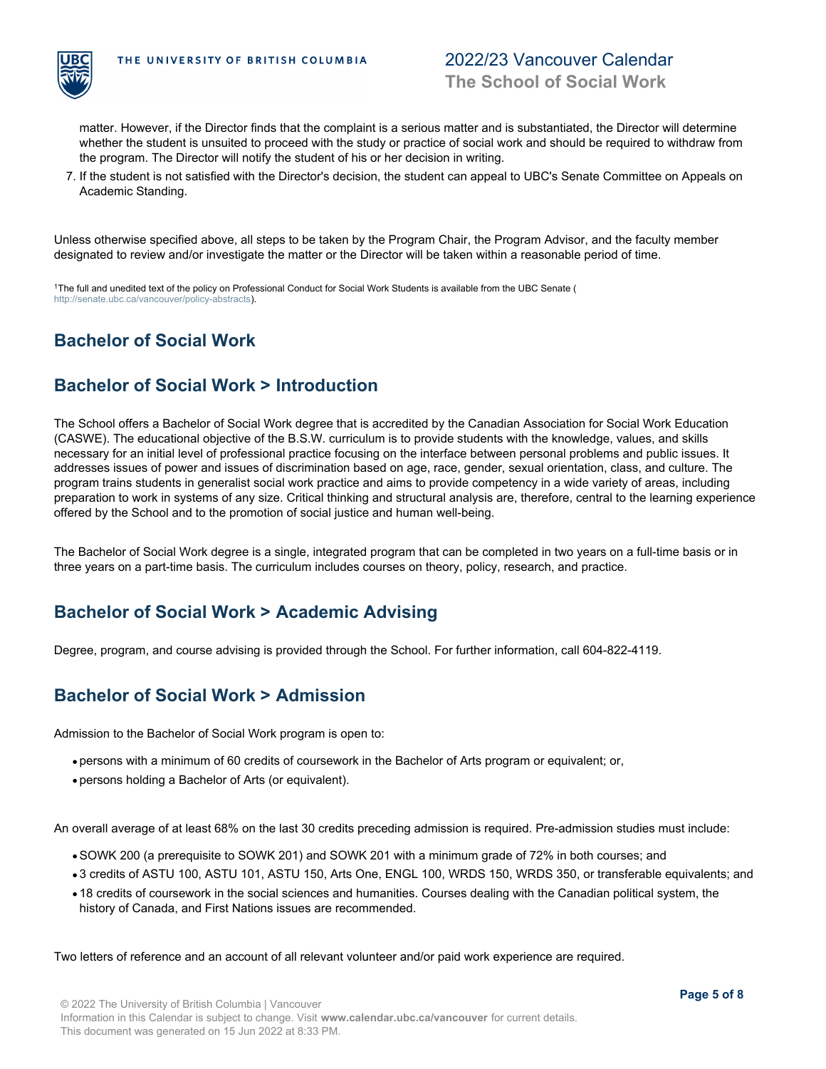matter. However, if the Director finds that the complaint is a serious matter and is substantiated, the Director will determine whether the student is unsuited to proceed with the study or practice of social work and should be required to withdraw from the program. The Director will notify the student of his or her decision in writing.

7. If the student is not satisfied with the Director's decision, the student can appeal to UBC's Senate Committee on Appeals on Academic Standing.

Unless otherwise specified above, all steps to be taken by the Program Chair, the Program Advisor, and the faculty member designated to review and/or investigate the matter or the Director will be taken within a reasonable period of time.

[1]The full and unedited text of the policy on Professional Conduct for Social Work Students is available from the UBC Senate ( http://senate.ubc.ca/vancouver/policy-abstracts).

## Bachelor of Social Work

## Bachelor of Social Work > Introduction

The School offers a Bachelor of Social Work degree that is accredited by the Canadian Association for Social Work Education (CASWE). The educational objective of the B.S.W. curriculum is to provide students with the knowledge, values, and skills necessary for an initial level of professional practice focusing on the interface between personal problems and public issues. It addresses issues of power and issues of discrimination based on age, race, gender, sexual orientation, class, and culture. The program trains students in generalist social work practice and aims to provide competency in a wide variety of areas, including preparation to work in systems of any size. Critical thinking and structural analysis are, therefore, central to the learning experience offered by the School and to the promotion of social justice and human well-being.

The Bachelor of Social Work degree is a single, integrated program that can be completed in two years on a full-time basis or in three years on a part-time basis. The curriculum includes courses on theory, policy, research, and practice.

## Bachelor of Social Work > Academic Advising

Degree, program, and course advising is provided through the School. For further information, call 604-822-4119.

## Bachelor of Social Work > Admission

Admission to the Bachelor of Social Work program is open to:

- persons with a minimum of 60 credits of coursework in the Bachelor of Arts program or equivalent; or,
- persons holding a Bachelor of Arts (or equivalent).

An overall average of at least 68% on the last 30 credits preceding admission is required. Pre-admission studies must include:

- SOWK 200 (a prerequisite to SOWK 201) and SOWK 201 with a minimum grade of 72% in both courses; and
- 3 credits of ASTU 100, ASTU 101, ASTU 150, Arts One, ENGL 100, WRDS 150, WRDS 350, or transferable equivalents; and
- 18 credits of coursework in the social sciences and humanities. Courses dealing with the Canadian political system, the history of Canada, and First Nations issues are recommended.

Two letters of reference and an account of all relevant volunteer and/or paid work experience are required.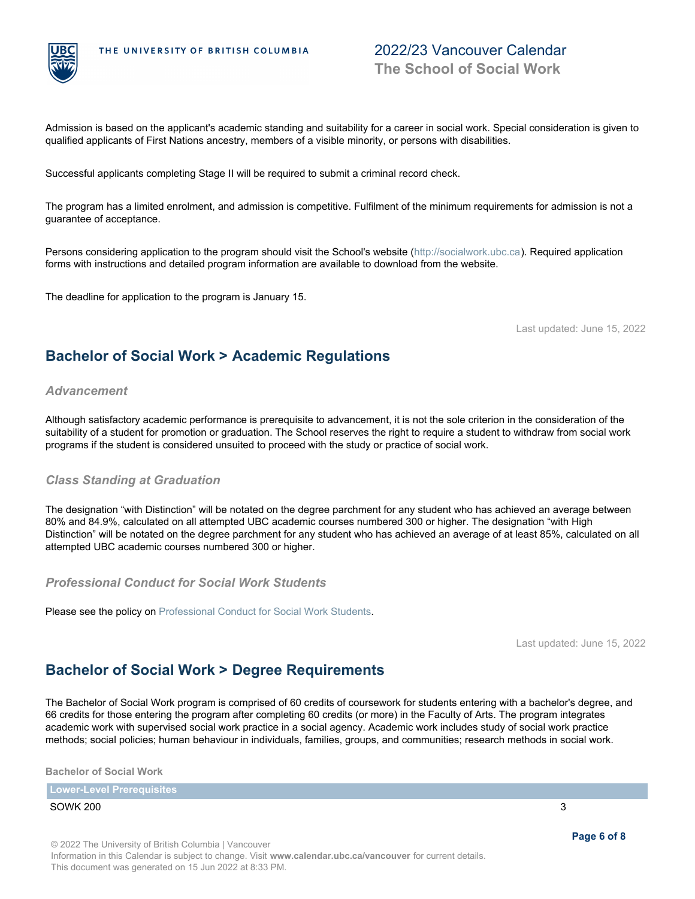Admission is based on the applicant's academic standing and suitability for a career in social work. Special consideration is given to qualified applicants of First Nations ancestry, members of a visible minority, or persons with disabilities.

Successful applicants completing Stage II will be required to submit a criminal record check.

The program has a limited enrolment, and admission is competitive. Fulfilment of the minimum requirements for admission is not a guarantee of acceptance.

Persons considering application to the program should visit the School's website (http://socialwork.ubc.ca). Required application forms with instructions and detailed program information are available to download from the website.

The deadline for application to the program is January 15.

Last updated: June 15, 2022

## Bachelor of Social Work > Academic Regulations

### *Advancement*

Although satisfactory academic performance is prerequisite to advancement, it is not the sole criterion in the consideration of the suitability of a student for promotion or graduation. The School reserves the right to require a student to withdraw from social work programs if the student is considered unsuited to proceed with the study or practice of social work.

### *Class Standing at Graduation*

The designation “with Distinction” will be notated on the degree parchment for any student who has achieved an average between 80% and 84.9%, calculated on all attempted UBC academic courses numbered 300 or higher. The designation “with High Distinction” will be notated on the degree parchment for any student who has achieved an average of at least 85%, calculated on all attempted UBC academic courses numbered 300 or higher.

### *Professional Conduct for Social Work Students*

Please see the policy on Professional Conduct for Social Work Students.

Last updated: June 15, 2022

## Bachelor of Social Work > Degree Requirements

The Bachelor of Social Work program is comprised of 60 credits of coursework for students entering with a bachelor's degree, and 66 credits for those entering the program after completing 60 credits (or more) in the Faculty of Arts. The program integrates academic work with supervised social work practice in a social agency. Academic work includes study of social work practice methods; social policies; human behaviour in individuals, families, groups, and communities; research methods in social work.

**Bachelor of Social Work**

| Lower-Level Prerequisites | |
|---|---|
| SOWK 200 | 3 |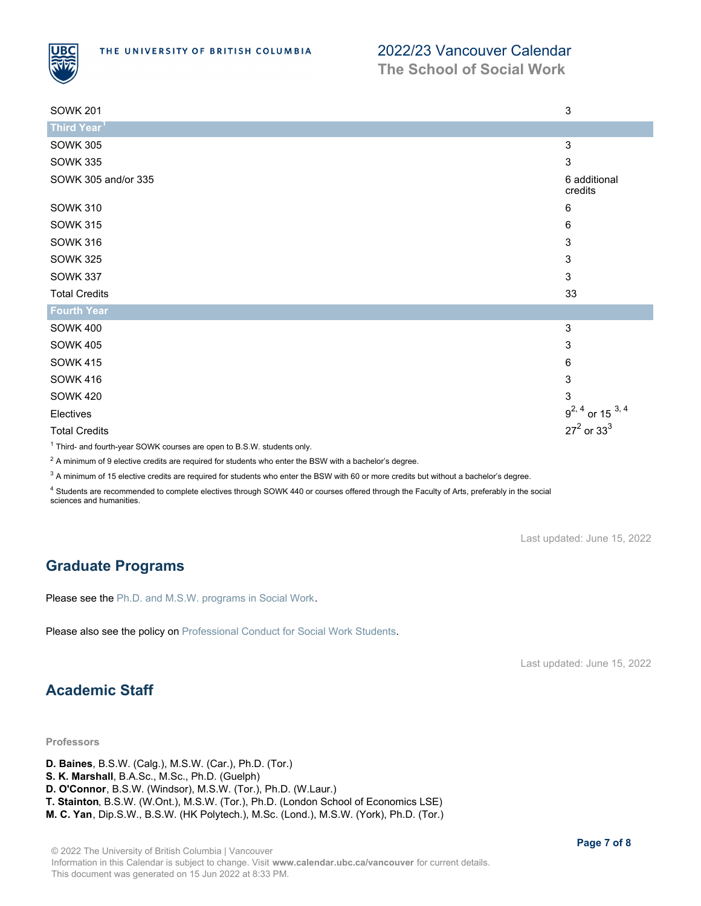| | |
|---|---|
| SOWK 201 | 3 |
| **Third Year**[1] | |
| SOWK 305 | 3 |
| SOWK 335 | 3 |
| SOWK 305 and/or 335 | 6 additional credits |
| SOWK 310 | 6 |
| SOWK 315 | 6 |
| SOWK 316 | 3 |
| SOWK 325 | 3 |
| SOWK 337 | 3 |
| Total Credits | 33 |
| **Fourth Year** | |
| SOWK 400 | 3 |
| SOWK 405 | 3 |
| SOWK 415 | 6 |
| SOWK 416 | 3 |
| SOWK 420 | 3 |
| Electives | 9[2, 4] or 15[3, 4] |
| Total Credits | 27[2] or 33[3] |

[1] Third- and fourth-year SOWK courses are open to B.S.W. students only.

[2] A minimum of 9 elective credits are required for students who enter the BSW with a bachelor's degree.

[3] A minimum of 15 elective credits are required for students who enter the BSW with 60 or more credits but without a bachelor's degree.

[4] Students are recommended to complete electives through SOWK 440 or courses offered through the Faculty of Arts, preferably in the social sciences and humanities.

Last updated: June 15, 2022

## Graduate Programs

Please see the Ph.D. and M.S.W. programs in Social Work.

Please also see the policy on Professional Conduct for Social Work Students.

Last updated: June 15, 2022

## Academic Staff

### Professors

**D. Baines**, B.S.W. (Calg.), M.S.W. (Car.), Ph.D. (Tor.)
**S. K. Marshall**, B.A.Sc., M.Sc., Ph.D. (Guelph)
**D. O'Connor**, B.S.W. (Windsor), M.S.W. (Tor.), Ph.D. (W.Laur.)
**T. Stainton**, B.S.W. (W.Ont.), M.S.W. (Tor.), Ph.D. (London School of Economics LSE)
**M. C. Yan**, Dip.S.W., B.S.W. (HK Polytech.), M.Sc. (Lond.), M.S.W. (York), Ph.D. (Tor.)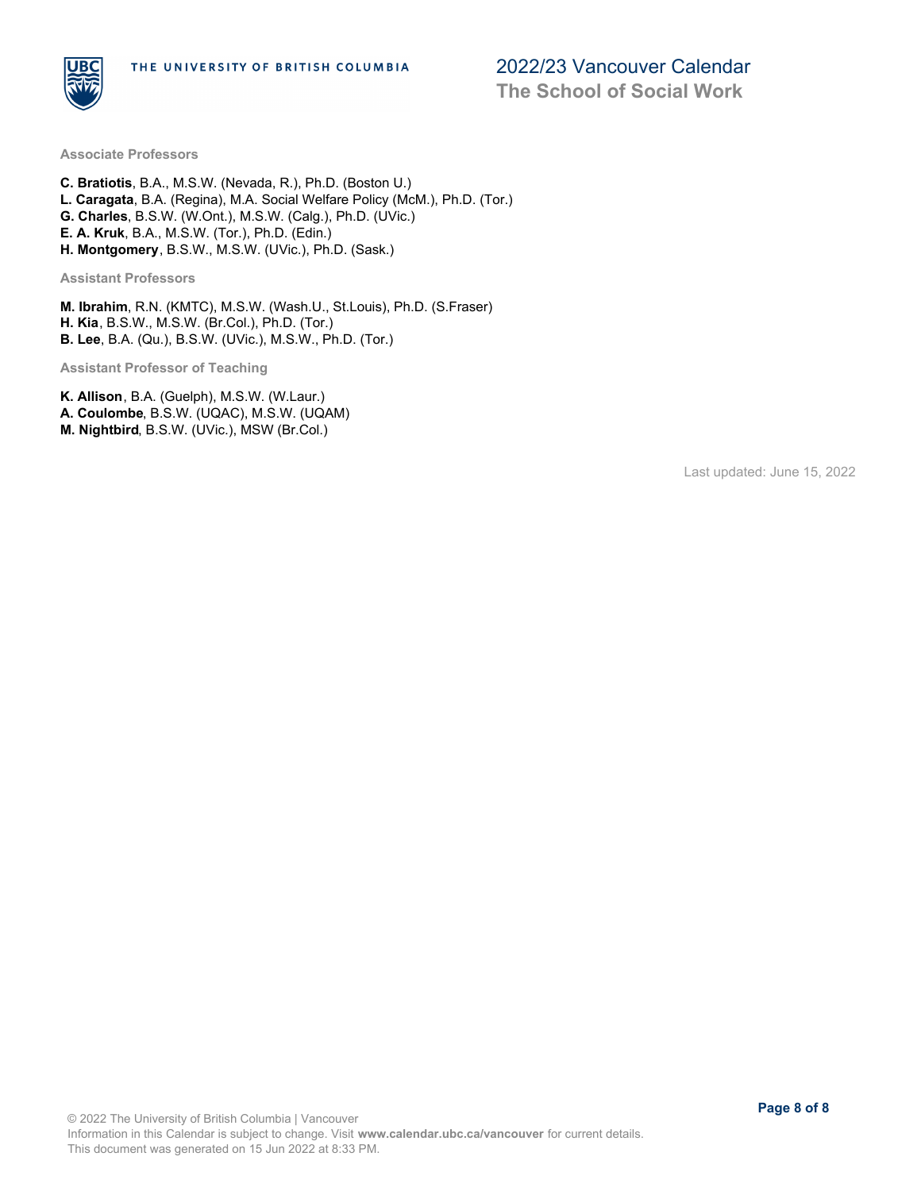### Associate Professors

**C. Bratiotis**, B.A., M.S.W. (Nevada, R.), Ph.D. (Boston U.)
**L. Caragata**, B.A. (Regina), M.A. Social Welfare Policy (McM.), Ph.D. (Tor.)
**G. Charles**, B.S.W. (W.Ont.), M.S.W. (Calg.), Ph.D. (UVic.)
**E. A. Kruk**, B.A., M.S.W. (Tor.), Ph.D. (Edin.)
**H. Montgomery**, B.S.W., M.S.W. (UVic.), Ph.D. (Sask.)

### Assistant Professors

**M. Ibrahim**, R.N. (KMTC), M.S.W. (Wash.U., St.Louis), Ph.D. (S.Fraser)
**H. Kia**, B.S.W., M.S.W. (Br.Col.), Ph.D. (Tor.)
**B. Lee**, B.A. (Qu.), B.S.W. (UVic.), M.S.W., Ph.D. (Tor.)

### Assistant Professor of Teaching

**K. Allison**, B.A. (Guelph), M.S.W. (W.Laur.)
**A. Coulombe**, B.S.W. (UQAC), M.S.W. (UQAM)
**M. Nightbird**, B.S.W. (UVic.), MSW (Br.Col.)

Last updated: June 15, 2022